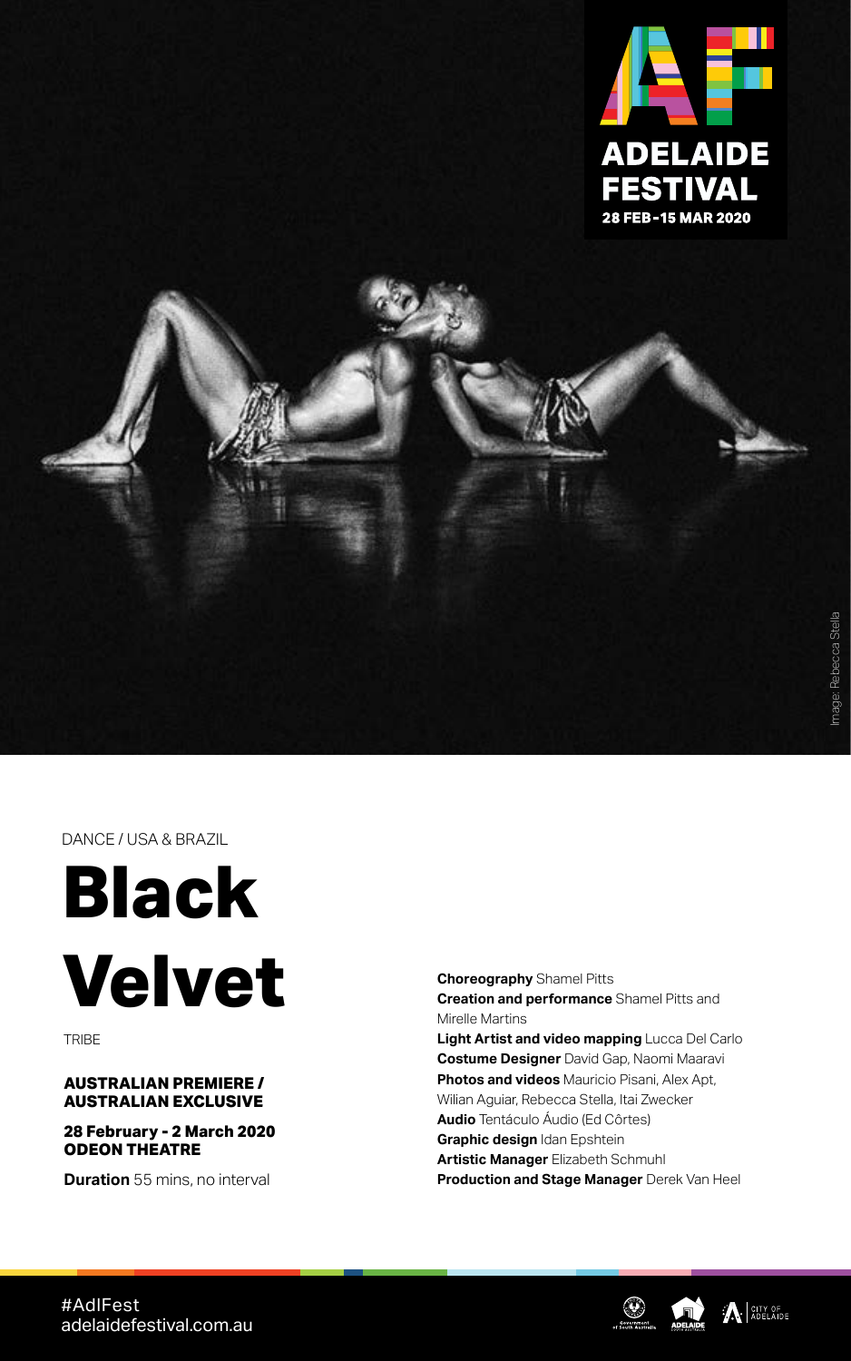ADELAIDE FESTIVAL
28 FEB - 15 MAR 2020

Image: Rebecca Stella

DANCE / USA & BRAZIL

# Black Velvet

TRIBE

**AUSTRALIAN PREMIERE / AUSTRALIAN EXCLUSIVE**

**28 February - 2 March 2020**
**ODEON THEATRE**

**Duration** 55 mins, no interval

**Choreography** Shamel Pitts
**Creation and performance** Shamel Pitts and Mirelle Martins
**Light Artist and video mapping** Lucca Del Carlo
**Costume Designer** David Gap, Naomi Maaravi
**Photos and videos** Mauricio Pisani, Alex Apt, Wilian Aguiar, Rebecca Stella, Itai Zwecker
**Audio** Tentáculo Áudio (Ed Côrtes)
**Graphic design** Idan Epshtein
**Artistic Manager** Elizabeth Schmuhl
**Production and Stage Manager** Derek Van Heel

#AdlFest
adelaidefestival.com.au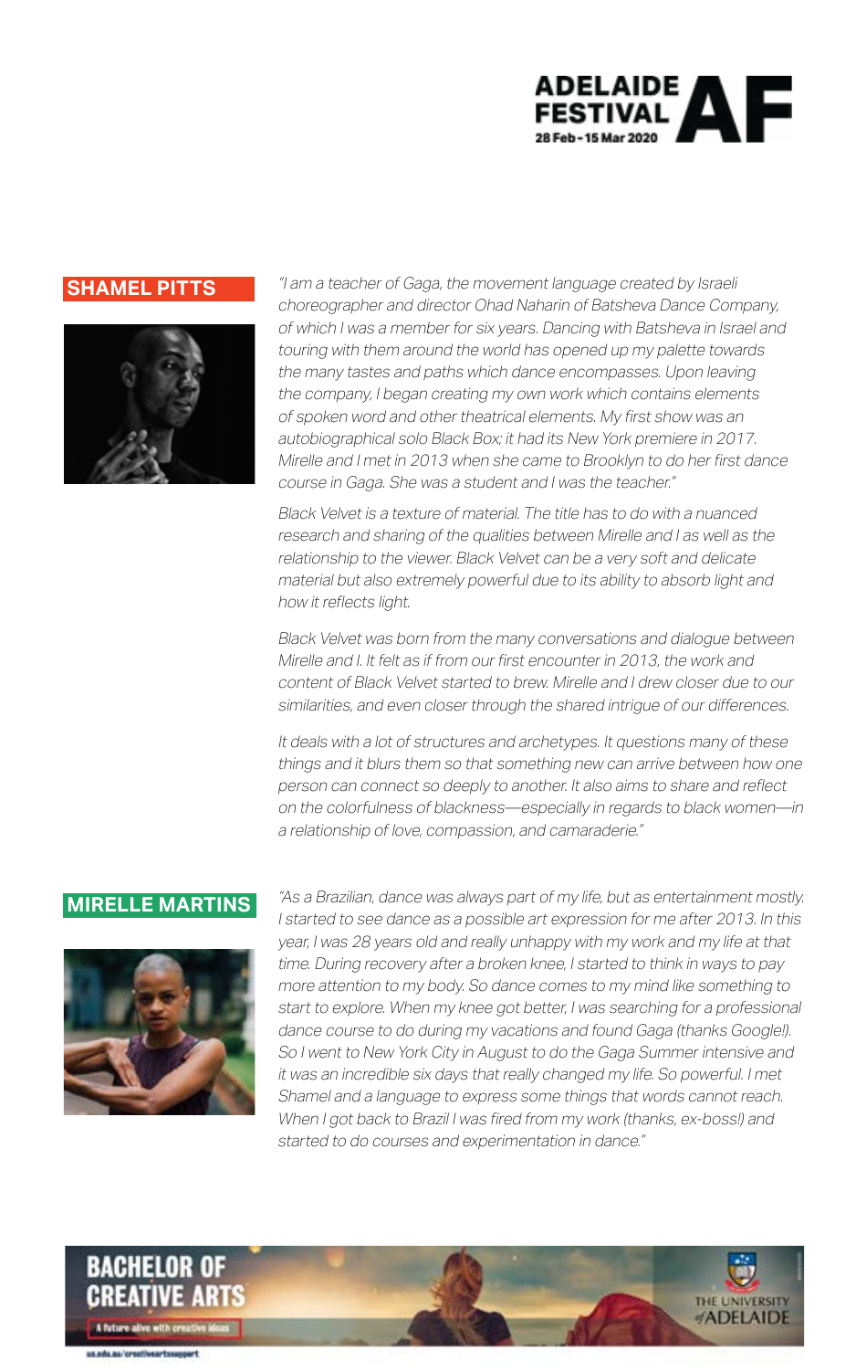## SHAMEL PITTS

*"I am a teacher of Gaga, the movement language created by Israeli choreographer and director Ohad Naharin of Batsheva Dance Company, of which I was a member for six years. Dancing with Batsheva in Israel and touring with them around the world has opened up my palette towards the many tastes and paths which dance encompasses. Upon leaving the company, I began creating my own work which contains elements of spoken word and other theatrical elements. My first show was an autobiographical solo Black Box; it had its New York premiere in 2017. Mirelle and I met in 2013 when she came to Brooklyn to do her first dance course in Gaga. She was a student and I was the teacher."*

*Black Velvet is a texture of material. The title has to do with a nuanced research and sharing of the qualities between Mirelle and I as well as the relationship to the viewer. Black Velvet can be a very soft and delicate material but also extremely powerful due to its ability to absorb light and how it reflects light.*

*Black Velvet was born from the many conversations and dialogue between Mirelle and I. It felt as if from our first encounter in 2013, the work and content of Black Velvet started to brew. Mirelle and I drew closer due to our similarities, and even closer through the shared intrigue of our differences.*

*It deals with a lot of structures and archetypes. It questions many of these things and it blurs them so that something new can arrive between how one person can connect so deeply to another. It also aims to share and reflect on the colorfulness of blackness—especially in regards to black women—in a relationship of love, compassion, and camaraderie."*

## MIRELLE MARTINS

*"As a Brazilian, dance was always part of my life, but as entertainment mostly. I started to see dance as a possible art expression for me after 2013. In this year, I was 28 years old and really unhappy with my work and my life at that time. During recovery after a broken knee, I started to think in ways to pay more attention to my body. So dance comes to my mind like something to start to explore. When my knee got better, I was searching for a professional dance course to do during my vacations and found Gaga (thanks Google!). So I went to New York City in August to do the Gaga Summer intensive and it was an incredible six days that really changed my life. So powerful. I met Shamel and a language to express some things that words cannot reach. When I got back to Brazil I was fired from my work (thanks, ex-boss!) and started to do courses and experimentation in dance."*